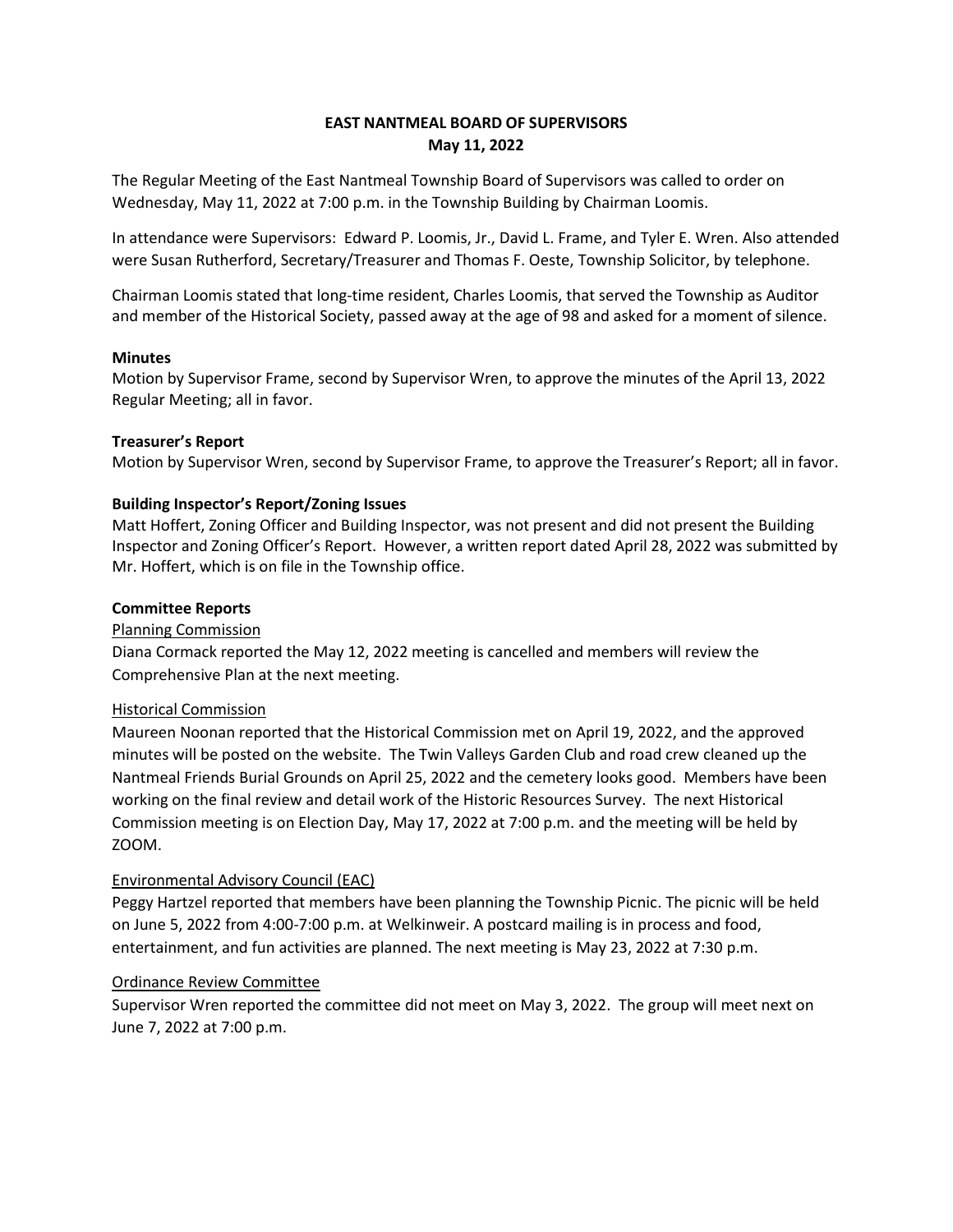# EAST NANTMEAL BOARD OF SUPERVISORS
## May 11, 2022

The Regular Meeting of the East Nantmeal Township Board of Supervisors was called to order on Wednesday, May 11, 2022 at 7:00 p.m. in the Township Building by Chairman Loomis.

In attendance were Supervisors: Edward P. Loomis, Jr., David L. Frame, and Tyler E. Wren. Also attended were Susan Rutherford, Secretary/Treasurer and Thomas F. Oeste, Township Solicitor, by telephone.

Chairman Loomis stated that long-time resident, Charles Loomis, that served the Township as Auditor and member of the Historical Society, passed away at the age of 98 and asked for a moment of silence.

**Minutes**
Motion by Supervisor Frame, second by Supervisor Wren, to approve the minutes of the April 13, 2022 Regular Meeting; all in favor.

**Treasurer's Report**
Motion by Supervisor Wren, second by Supervisor Frame, to approve the Treasurer's Report; all in favor.

**Building Inspector's Report/Zoning Issues**
Matt Hoffert, Zoning Officer and Building Inspector, was not present and did not present the Building Inspector and Zoning Officer's Report. However, a written report dated April 28, 2022 was submitted by Mr. Hoffert, which is on file in the Township office.

**Committee Reports**

Planning Commission
Diana Cormack reported the May 12, 2022 meeting is cancelled and members will review the Comprehensive Plan at the next meeting.

Historical Commission
Maureen Noonan reported that the Historical Commission met on April 19, 2022, and the approved minutes will be posted on the website. The Twin Valleys Garden Club and road crew cleaned up the Nantmeal Friends Burial Grounds on April 25, 2022 and the cemetery looks good. Members have been working on the final review and detail work of the Historic Resources Survey. The next Historical Commission meeting is on Election Day, May 17, 2022 at 7:00 p.m. and the meeting will be held by ZOOM.

Environmental Advisory Council (EAC)
Peggy Hartzel reported that members have been planning the Township Picnic. The picnic will be held on June 5, 2022 from 4:00-7:00 p.m. at Welkinweir. A postcard mailing is in process and food, entertainment, and fun activities are planned. The next meeting is May 23, 2022 at 7:30 p.m.

Ordinance Review Committee
Supervisor Wren reported the committee did not meet on May 3, 2022. The group will meet next on June 7, 2022 at 7:00 p.m.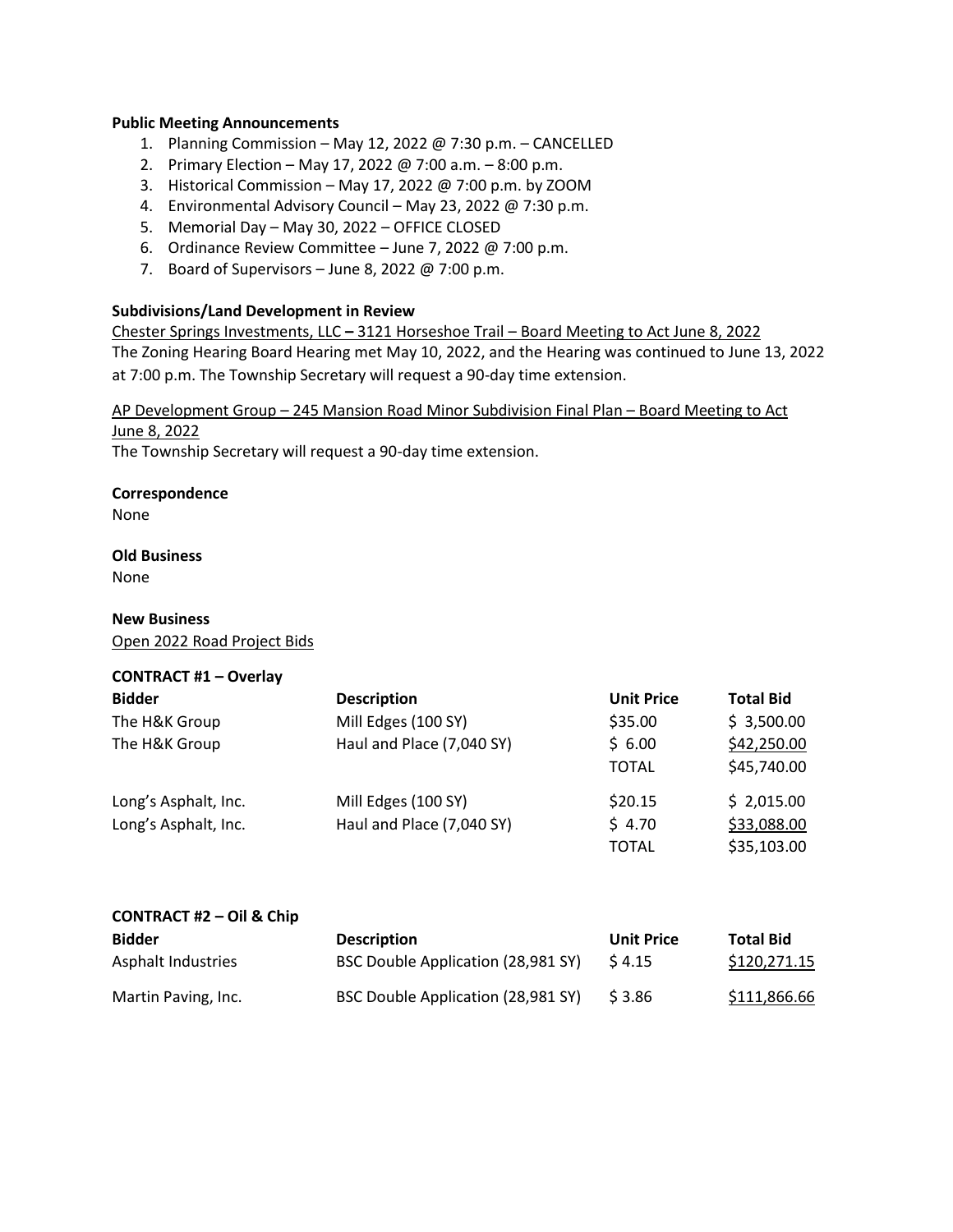**Public Meeting Announcements**

1. Planning Commission – May 12, 2022 @ 7:30 p.m. – CANCELLED
2. Primary Election – May 17, 2022 @ 7:00 a.m. – 8:00 p.m.
3. Historical Commission – May 17, 2022 @ 7:00 p.m. by ZOOM
4. Environmental Advisory Council – May 23, 2022 @ 7:30 p.m.
5. Memorial Day – May 30, 2022 – OFFICE CLOSED
6. Ordinance Review Committee – June 7, 2022 @ 7:00 p.m.
7. Board of Supervisors – June 8, 2022 @ 7:00 p.m.

**Subdivisions/Land Development in Review**

Chester Springs Investments, LLC **–** 3121 Horseshoe Trail – Board Meeting to Act June 8, 2022
The Zoning Hearing Board Hearing met May 10, 2022, and the Hearing was continued to June 13, 2022 at 7:00 p.m. The Township Secretary will request a 90-day time extension.

AP Development Group – 245 Mansion Road Minor Subdivision Final Plan – Board Meeting to Act June 8, 2022
The Township Secretary will request a 90-day time extension.

**Correspondence**
None

**Old Business**
None

**New Business**
Open 2022 Road Project Bids

**CONTRACT #1 – Overlay**

| Bidder | Description | Unit Price | Total Bid |
|---|---|---|---|
| The H&K Group | Mill Edges (100 SY) | $35.00 | $ 3,500.00 |
| The H&K Group | Haul and Place (7,040 SY) | $ 6.00 | $42,250.00 |
| | | TOTAL | $45,740.00 |
| Long's Asphalt, Inc. | Mill Edges (100 SY) | $20.15 | $ 2,015.00 |
| Long's Asphalt, Inc. | Haul and Place (7,040 SY) | $ 4.70 | $33,088.00 |
| | | TOTAL | $35,103.00 |

**CONTRACT #2 – Oil & Chip**

| Bidder | Description | Unit Price | Total Bid |
|---|---|---|---|
| Asphalt Industries | BSC Double Application (28,981 SY) | $ 4.15 | $120,271.15 |
| Martin Paving, Inc. | BSC Double Application (28,981 SY) | $ 3.86 | $111,866.66 |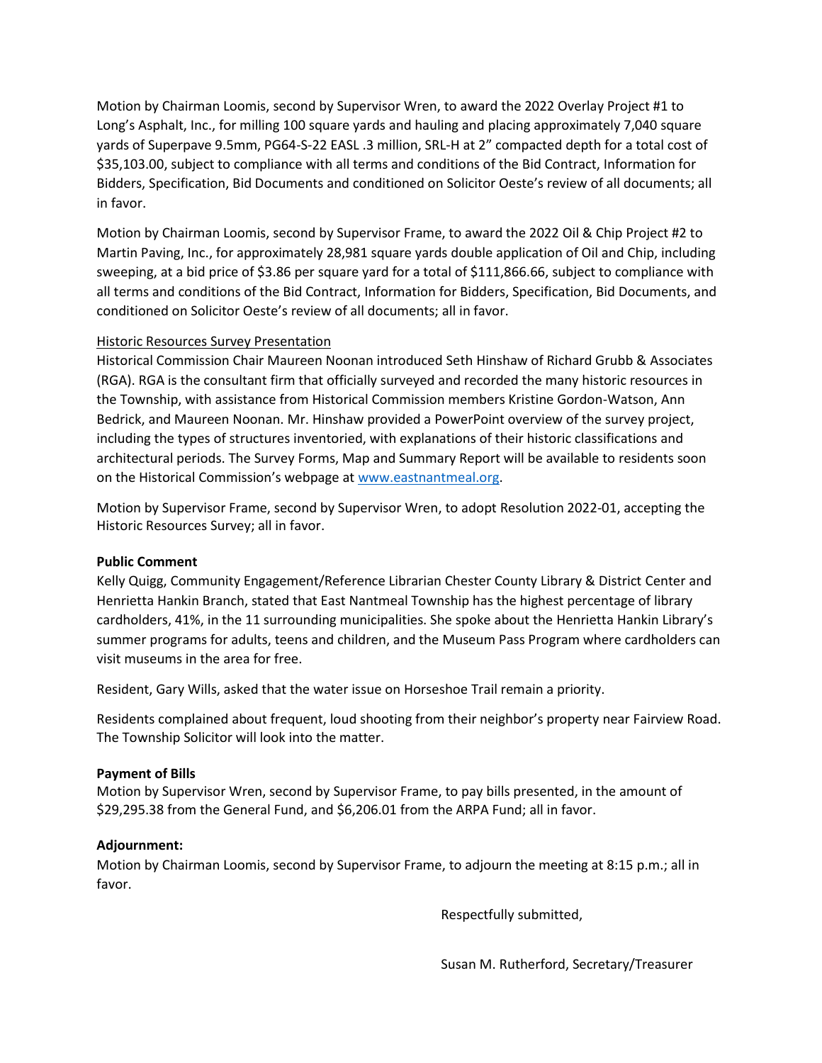Motion by Chairman Loomis, second by Supervisor Wren, to award the 2022 Overlay Project #1 to Long's Asphalt, Inc., for milling 100 square yards and hauling and placing approximately 7,040 square yards of Superpave 9.5mm, PG64-S-22 EASL .3 million, SRL-H at 2" compacted depth for a total cost of $35,103.00, subject to compliance with all terms and conditions of the Bid Contract, Information for Bidders, Specification, Bid Documents and conditioned on Solicitor Oeste's review of all documents; all in favor.

Motion by Chairman Loomis, second by Supervisor Frame, to award the 2022 Oil & Chip Project #2 to Martin Paving, Inc., for approximately 28,981 square yards double application of Oil and Chip, including sweeping, at a bid price of $3.86 per square yard for a total of $111,866.66, subject to compliance with all terms and conditions of the Bid Contract, Information for Bidders, Specification, Bid Documents, and conditioned on Solicitor Oeste's review of all documents; all in favor.

Historic Resources Survey Presentation

Historical Commission Chair Maureen Noonan introduced Seth Hinshaw of Richard Grubb & Associates (RGA). RGA is the consultant firm that officially surveyed and recorded the many historic resources in the Township, with assistance from Historical Commission members Kristine Gordon-Watson, Ann Bedrick, and Maureen Noonan. Mr. Hinshaw provided a PowerPoint overview of the survey project, including the types of structures inventoried, with explanations of their historic classifications and architectural periods. The Survey Forms, Map and Summary Report will be available to residents soon on the Historical Commission's webpage at [www.eastnantmeal.org](www.eastnantmeal.org).

Motion by Supervisor Frame, second by Supervisor Wren, to adopt Resolution 2022-01, accepting the Historic Resources Survey; all in favor.

**Public Comment**

Kelly Quigg, Community Engagement/Reference Librarian Chester County Library & District Center and Henrietta Hankin Branch, stated that East Nantmeal Township has the highest percentage of library cardholders, 41%, in the 11 surrounding municipalities. She spoke about the Henrietta Hankin Library's summer programs for adults, teens and children, and the Museum Pass Program where cardholders can visit museums in the area for free.

Resident, Gary Wills, asked that the water issue on Horseshoe Trail remain a priority.

Residents complained about frequent, loud shooting from their neighbor's property near Fairview Road. The Township Solicitor will look into the matter.

**Payment of Bills**

Motion by Supervisor Wren, second by Supervisor Frame, to pay bills presented, in the amount of $29,295.38 from the General Fund, and $6,206.01 from the ARPA Fund; all in favor.

**Adjournment:**

Motion by Chairman Loomis, second by Supervisor Frame, to adjourn the meeting at 8:15 p.m.; all in favor.

Respectfully submitted,

Susan M. Rutherford, Secretary/Treasurer